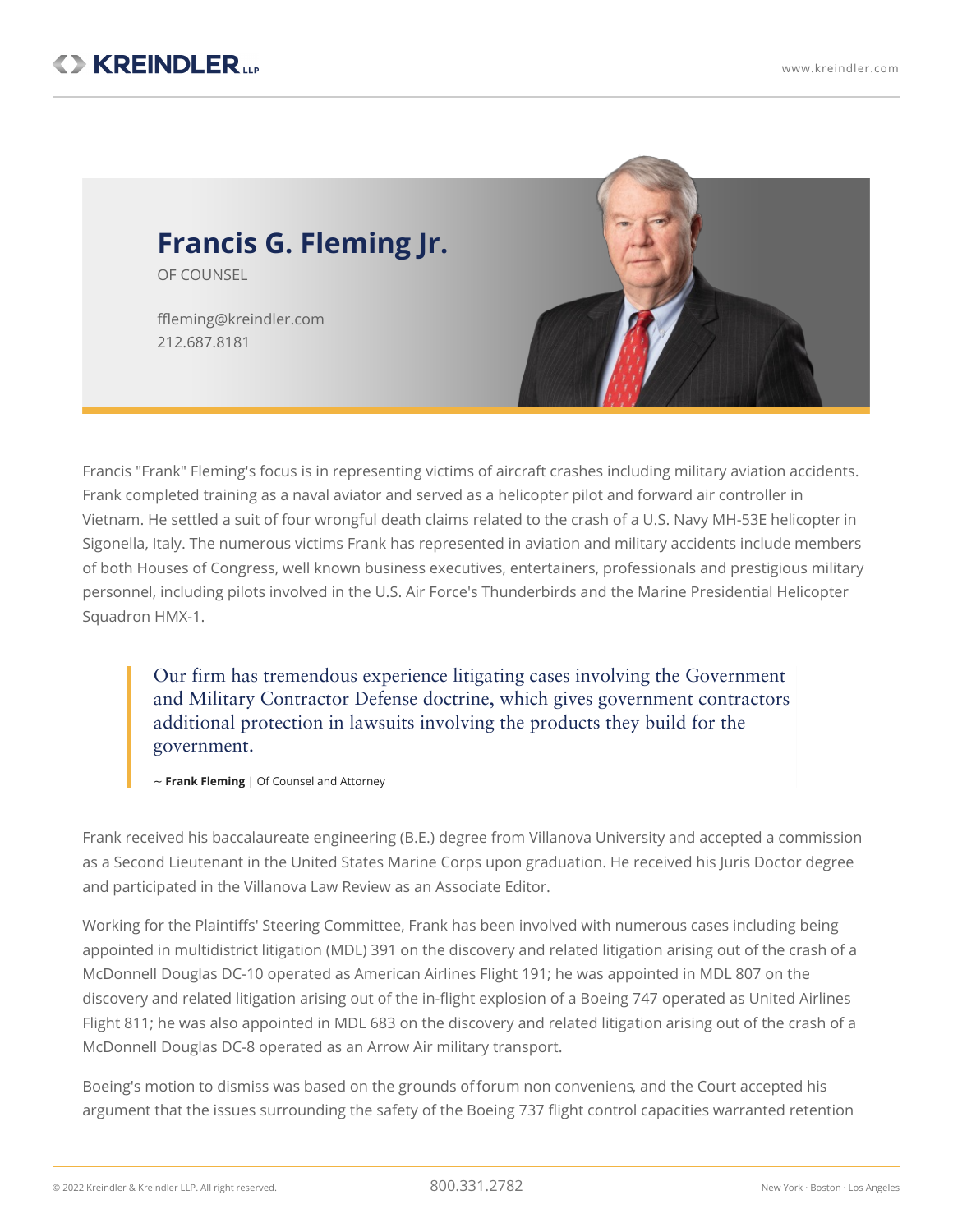# Francis G. Fleming Jr.

OF COUNSEL

ffleming@kreindler.com
212.687.8181

Francis "Frank" Fleming's focus is in representing victims of aircraft crashes including military aviation accidents. Frank completed training as a naval aviator and served as a helicopter pilot and forward air controller in Vietnam. He settled a suit of four wrongful death claims related to the crash of a U.S. Navy MH-53E helicopter in Sigonella, Italy. The numerous victims Frank has represented in aviation and military accidents include members of both Houses of Congress, well known business executives, entertainers, professionals and prestigious military personnel, including pilots involved in the U.S. Air Force's Thunderbirds and the Marine Presidential Helicopter Squadron HMX-1.

> Our firm has tremendous experience litigating cases involving the Government and Military Contractor Defense doctrine, which gives government contractors additional protection in lawsuits involving the products they build for the government.
>
> ~ **Frank Fleming** | Of Counsel and Attorney

Frank received his baccalaureate engineering (B.E.) degree from Villanova University and accepted a commission as a Second Lieutenant in the United States Marine Corps upon graduation. He received his Juris Doctor degree and participated in the Villanova Law Review as an Associate Editor.

Working for the Plaintiffs' Steering Committee, Frank has been involved with numerous cases including being appointed in multidistrict litigation (MDL) 391 on the discovery and related litigation arising out of the crash of a McDonnell Douglas DC-10 operated as American Airlines Flight 191; he was appointed in MDL 807 on the discovery and related litigation arising out of the in-flight explosion of a Boeing 747 operated as United Airlines Flight 811; he was also appointed in MDL 683 on the discovery and related litigation arising out of the crash of a McDonnell Douglas DC-8 operated as an Arrow Air military transport.

Boeing's motion to dismiss was based on the grounds of forum non conveniens, and the Court accepted his argument that the issues surrounding the safety of the Boeing 737 flight control capacities warranted retention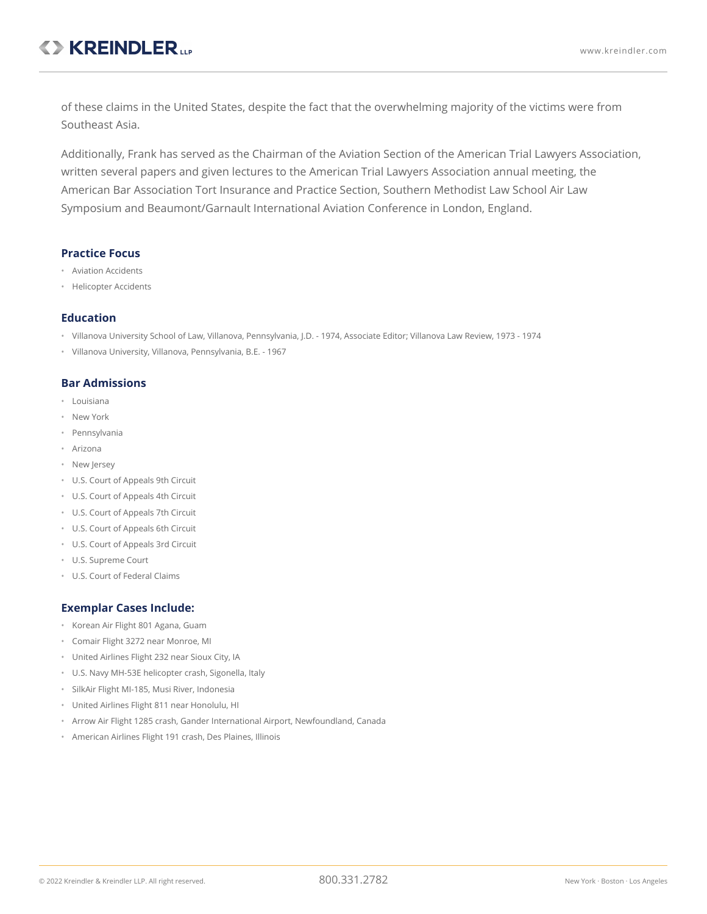of these claims in the United States, despite the fact that the overwhelming majority of the victims were from Southeast Asia.

Additionally, Frank has served as the Chairman of the Aviation Section of the American Trial Lawyers Association, written several papers and given lectures to the American Trial Lawyers Association annual meeting, the American Bar Association Tort Insurance and Practice Section, Southern Methodist Law School Air Law Symposium and Beaumont/Garnault International Aviation Conference in London, England.

### Practice Focus

- Aviation Accidents
- Helicopter Accidents

### Education

- Villanova University School of Law, Villanova, Pennsylvania, J.D. - 1974, Associate Editor; Villanova Law Review, 1973 - 1974
- Villanova University, Villanova, Pennsylvania, B.E. - 1967

### Bar Admissions

- Louisiana
- New York
- Pennsylvania
- Arizona
- New Jersey
- U.S. Court of Appeals 9th Circuit
- U.S. Court of Appeals 4th Circuit
- U.S. Court of Appeals 7th Circuit
- U.S. Court of Appeals 6th Circuit
- U.S. Court of Appeals 3rd Circuit
- U.S. Supreme Court
- U.S. Court of Federal Claims

### Exemplar Cases Include:

- Korean Air Flight 801 Agana, Guam
- Comair Flight 3272 near Monroe, MI
- United Airlines Flight 232 near Sioux City, IA
- U.S. Navy MH-53E helicopter crash, Sigonella, Italy
- SilkAir Flight MI-185, Musi River, Indonesia
- United Airlines Flight 811 near Honolulu, HI
- Arrow Air Flight 1285 crash, Gander International Airport, Newfoundland, Canada
- American Airlines Flight 191 crash, Des Plaines, Illinois